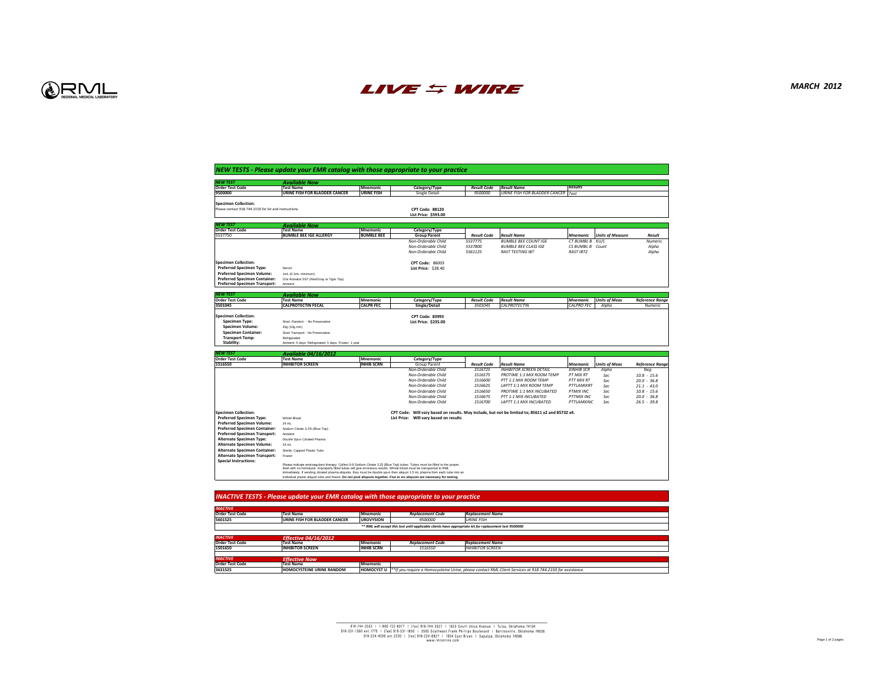RML REGIONAL MEDICAL LABORATORY

# LIVE WIRE

MARCH 2012

## NEW TESTS - Please update your EMR catalog with those appropriate to your practice

### NEW TEST — Available Now

| Order Test Code | Test Name | Mnemonic | Category/Type | Result Code | Result Name | Results |
|---|---|---|---|---|---|---|
| 9500000 | URINE FISH FOR BLADDER CANCER | URINE FISH | Single Detail | 9500000 | URINE FISH FOR BLADDER CANCER | Text |

**Specimen Collection:**
Please contact 918.744.2150 for kit and instructions.

**CPT Code: 88120**
**List Price: $593.00**

### NEW TEST — Available Now

| Order Test Code | Test Name | Mnemonic | Category/Type | Result Code | Result Name | Mnemonic | Units of Measure | Result |
|---|---|---|---|---|---|---|---|---|
| 5537750 | BUMBLE BEE IGE ALLERGY | BUMBLE BEE | Group Parent | | | | | |
| | | | Non-Orderable Child | 5537775 | BUMBLE BEE COUNT IGE | CT BUMBL B | KU/L | Numeric |
| | | | Non-Orderable Child | 5537800 | BUMBLE BEE CLASS IGE | CS BUMBL B | Count | Alpha |
| | | | Non-Orderable Child | 5561125 | RAST TESTING IBT | RAST IBT2 | | Alpha |

**Specimen Collection:**
- **Preferred Specimen Type:** Serum
- **Preferred Specimen Volume:** 1mL (0.1mL minimum)
- **Preferred Specimen Container:** Clot Activator SST (Red/Gray or Tiger Top)
- **Preferred Specimen Transport:** Ambient

**CPT Code:** 86003
**List Price:** $28.40

### NEW TEST — Available Now

| Order Test Code | Test Name | Mnemonic | Category/Type | Result Code | Result Name | Mnemonic | Units of Meas | Reference Range |
|---|---|---|---|---|---|---|---|---|
| 3501045 | CALPROTECTIN FECAL | CALPR FEC | Single/Detail | 3501045 | CALPROTECTIN | CALPRO FEC | Alpha | Numeric |

**Specimen Collection:**
- **Specimen Type:** Stool, Random - No Preservative
- **Specimen Volume:** 20g (10g min)
- **Specimen Container:** Stool Transport - No Preservative
- **Transport Temp:** Refrigerated
- **Stability:** Ambient: 5 days; Refrigerated: 5 days; Frozen: 1 year

**CPT Code: 83993**
**List Price: $235.00**

### NEW TEST — Available 04/16/2012

| Order Test Code | Test Name | Mnemonic | Category/Type | Result Code | Result Name | Mnemonic | Units of Meas | Reference Range |
|---|---|---|---|---|---|---|---|---|
| 1516550 | INHIBITOR SCREEN | INHIB SCRN | Group Parent | | | | | |
| | | | Non-Orderable Child | 1516725 | INHIBITOR SCREEN DETAIL | XINHIB SCR | Alpha | Neg |
| | | | Non-Orderable Child | 1516575 | PROTIME 1:1 MIX ROOM TEMP | PT MIX RT | Sec | 10.8 - 15.6 |
| | | | Non-Orderable Child | 1516600 | PTT 1:1 MIX ROOM TEMP | PTT MIX RT | Sec | 20.0 - 36.8 |
| | | | Non-Orderable Child | 1516625 | LAPTT 1:1 MIX ROOM TEMP | PTTLAMIXRT | Sec | 21.1 - 43.0 |
| | | | Non-Orderable Child | 1516650 | PROTIME 1:1 MIX INCUBATED | PTMIX INC | Sec | 10.8 - 15.6 |
| | | | Non-Orderable Child | 1516675 | PTT 1:1 MIX INCUBATED | PTTMIX INC | Sec | 20.0 - 36.8 |
| | | | Non-Orderable Child | 1516700 | LAPTT 1:1 MIX INCUBATED | PTTLAMXINC | Sec | 26.5 - 39.8 |

**Specimen Collection:**
- **Preferred Specimen Type:** Whole Blood
- **Preferred Specimen Volume:** 24 mL
- **Preferred Specimen Container:** Sodium Citrate 3.2% (Blue Top)
- **Preferred Specimen Transport:** Ambient
- **Alternate Specimen Type:** Double Spun Citrated Plasma
- **Alternate Specimen Volume:** 24 mL
- **Alternate Specimen Container:** Sterile, Capped Plastic Tube
- **Alternate Specimen Transport:** Frozen
- **Special Instructions:** Please indicate anticoagulant therapy. Collect 6-8 Sodium Citrate 3.2S (Blue Top) tubes. Tubes must be filled to the proper level with no hemolysis. Improperly filled tubes will give erroneous results. Whole blood must be transported to RML immediately. If sending citrated plasma aliquots, they must be double spun then aliquot 1.5 mL plasma from each tube into an individual plastic aliquot tube and freeze. **Do not pool aliquots together. Five to six aliquots are necessary for testing.**

**CPT Code: Will vary based on results. May include, but not be limited to; 85611 x2 and 85732 x4.**
**List Price: Will vary based on results**

## INACTIVE TESTS - Please update your EMR catalog with those appropriate to your practice

### INACTIVE

| Order Test Code | Test Name | Mnemonic | Replacement Code | Replacement Name |
|---|---|---|---|---|
| 5601525 | URINE FISH FOR BLADDER CANCER | UROVYSION | 9500000 | URINE FISH |

*\*\* RML will accept this test until applicable clients have appropriate kit for replacement test 9500000*

### INACTIVE — Effective 04/16/2012

| Order Test Code | Test Name | Mnemonic | Replacement Code | Replacement Name |
|---|---|---|---|---|
| 1501650 | INHIBITOR SCREEN | INHIB SCRN | 1516550 | INHIBITOR SCREEN |

### INACTIVE — Effective Now

| Order Test Code | Test Name | Mnemonic | |
|---|---|---|---|
| 3631525 | HOMOCYSTEINE URINE RANDOM | HOMOCYST U | *\*\*If you require a Homocysteine Urine, please contact RML Client Services at 918.744.2150 for assistance.* |

918-744-2553 | 1-800-722-8077 | [fax] 918-744-3327 | 1923 South Utica Avenue | Tulsa, Oklahoma 74104
918-331-1300 ext.1775 | [fax] 918-331-1850 | 3500 Southeast Frank Phillips Boulevard | Bartlesville, Oklahoma 74006
918-224-4280 ext.2230 | [fax] 918-224-8927 | 1604 East Bryan | Sapulpa, Oklahoma 74066
www.rmlonline.com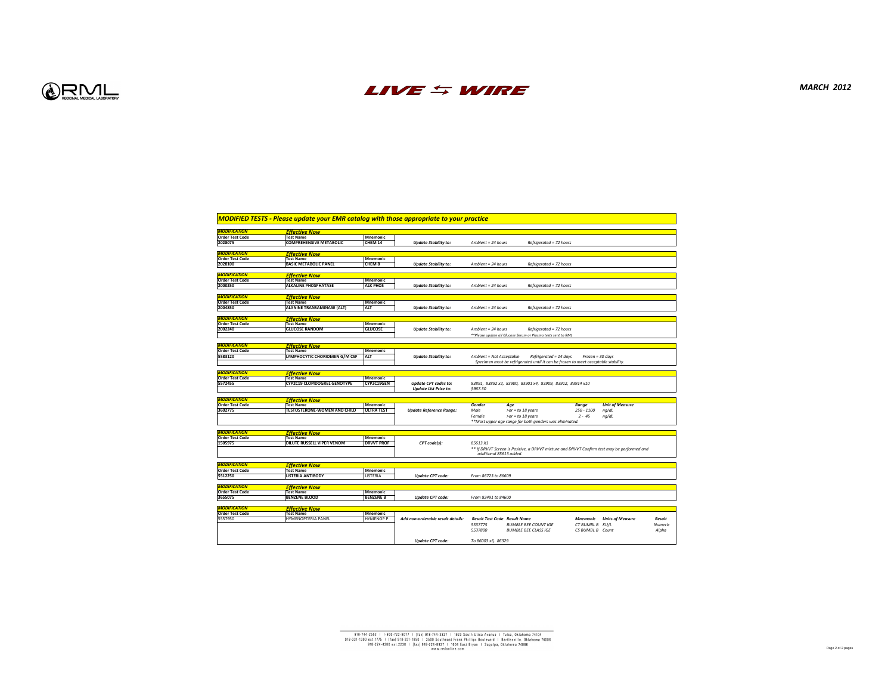RML REGIONAL MEDICAL LABORATORY

# LIVE ⇆ WIRE

MARCH 2012

## MODIFIED TESTS - Please update your EMR catalog with those appropriate to your practice

**MODIFICATION** — *Effective Now*

| Order Test Code | Test Name | Mnemonic | | |
|---|---|---|---|---|
| 2028075 | COMPREHENSIVE METABOLIC | CHEM 14 | *Update Stability to:* | *Ambient = 24 hours* *Refrigerated = 72 hours* |

**MODIFICATION** — *Effective Now*

| Order Test Code | Test Name | Mnemonic | | |
|---|---|---|---|---|
| 2028100 | BASIC METABOLIC PANEL | CHEM 8 | *Update Stability to:* | *Ambient = 24 hours* *Refrigerated = 72 hours* |

**MODIFICATION** — *Effective Now*

| Order Test Code | Test Name | Mnemonic | | |
|---|---|---|---|---|
| 2000250 | ALKALINE PHOSPHATASE | ALK PHOS | *Update Stability to:* | *Ambient = 24 hours* *Refrigerated = 72 hours* |

**MODIFICATION** — *Effective Now*

| Order Test Code | Test Name | Mnemonic | | |
|---|---|---|---|---|
| 2004850 | ALANINE TRANSAMINASE (ALT) | ALT | *Update Stability to:* | *Ambient = 24 hours* *Refrigerated = 72 hours* |

**MODIFICATION** — *Effective Now*

| Order Test Code | Test Name | Mnemonic | | |
|---|---|---|---|---|
| 2002240 | GLUCOSE RANDOM | GLUCOSE | *Update Stability to:* | *Ambient = 24 hours* *Refrigerated = 72 hours* |
| | | | | *\*\*Please update all Glucose Serum or Plasma tests sent to RML* |

**MODIFICATION** — *Effective Now*

| Order Test Code | Test Name | Mnemonic | | |
|---|---|---|---|---|
| 5583120 | LYMPHOCYTIC CHORIOMEN G/M CSF | ALT | *Update Stability to:* | *Ambient = Not Acceptable* *Refrigerated = 14 days* *Frozen = 30 days* |
| | | | | *Specimen must be refrigerated until it can be frozen to meet acceptable stability.* |

**MODIFICATION** — *Effective Now*

| Order Test Code | Test Name | Mnemonic | | |
|---|---|---|---|---|
| 5572455 | CYP2C19 CLOPIDOGREL GENOTYPE | CYP2C19GEN | *Update CPT codes to:* | *83891, 83892 x2, 83900, 83901 x4, 83909, 83912, 83914 x10* |
| | | | *Update List Price to:* | *$967.30* |

**MODIFICATION** — *Effective Now*

| Order Test Code | Test Name | Mnemonic | | Gender | Age | Range | Unit of Measure |
|---|---|---|---|---|---|---|---|
| 3602775 | TESTOSTERONE-WOMEN AND CHILD | ULTRA TEST | *Update Reference Range:* | *Male* | *>or = to 18 years* | *250 - 1100* | *ng/dL* |
| | | | | *Female* | *>or = to 18 years* | *2 - 45* | *ng/dL* |
| | | | | *\*\*Most upper age range for both genders was eliminated.* | | | |

**MODIFICATION** — *Effective Now*

| Order Test Code | Test Name | Mnemonic | | |
|---|---|---|---|---|
| 1505975 | DILUTE RUSSELL VIPER VENOM | DRVVT PROF | *CPT code(s):* | *85613 X1* |
| | | | | *\*\* If DRVVT Screen is Positive, a DRVVT mixture and DRVVT Confirm test may be performed and additional 85613 added.* |

**MODIFICATION** — *Effective Now*

| Order Test Code | Test Name | Mnemonic | | |
|---|---|---|---|---|
| 5512250 | LISTERIA ANTIBODY | LISTERIA | *Update CPT code:* | *From 86723 to 86609* |

**MODIFICATION** — *Effective Now*

| Order Test Code | Test Name | Mnemonic | | |
|---|---|---|---|---|
| 3655075 | BENZENE BLOOD | BENZENE B | *Update CPT code:* | *From 82491 to 84600* |

**MODIFICATION** — *Effective Now*

| Order Test Code | Test Name | Mnemonic | | Result Test Code | Result Name | Mnemonic | Units of Measure | Result |
|---|---|---|---|---|---|---|---|---|
| 5557950 | HYMENOPTERIA PANEL | HYMENOP P | *Add non-orderable result details:* | *5537775* | *BUMBLE BEE COUNT IGE* | *CT BUMBL B* | *KU/L* | *Numeric* |
| | | | | *5537800* | *BUMBLE BEE CLASS IGE* | *CS BUMBL B* | *Count* | *Alpha* |
| | | | *Update CPT code:* | *To 86003 x6, 86329* | | | | |

918-744-2553 | 1-800-722-8077 | [fax] 918-744-3327 | 1923 South Utica Avenue | Tulsa, Oklahoma 74104
918-331-1300 ext.1775 | [fax] 918-331-1850 | 3500 Southeast Frank Phillips Boulevard | Bartlesville, Oklahoma 74006
918-224-4280 ext.2230 | [fax] 918-224-8827 | 1604 East Bryan | Sapulpa, Oklahoma 74066
www.rmlonline.com